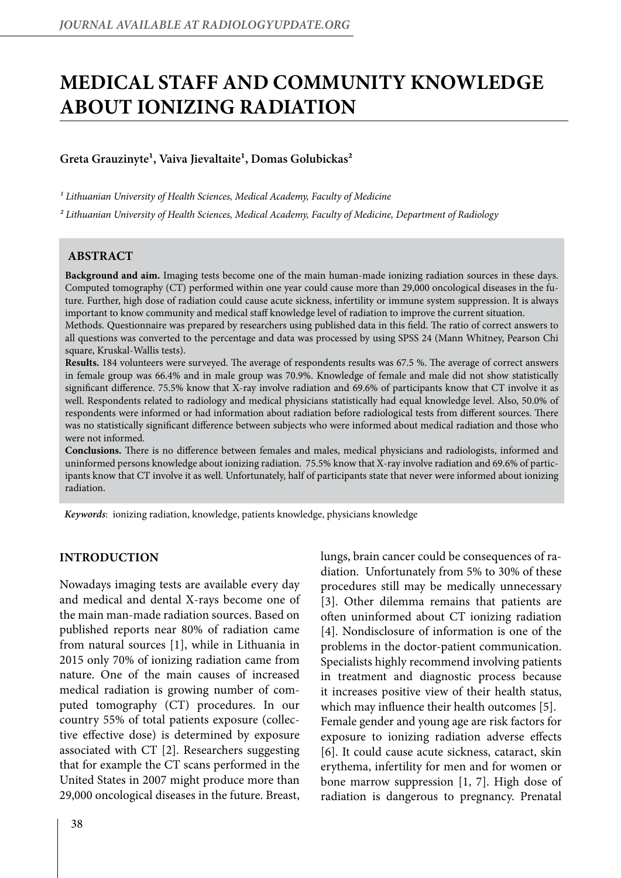# MEDICAL STAFF AND COMMUNITY KNOWLEDGE ABOUT IONIZING RADIATION

**Greta Grauzinyte[1], Vaiva Jievaltaite[1], Domas Golubickas[2]**

*[1] Lithuanian University of Health Sciences, Medical Academy, Faculty of Medicine*

*[2] Lithuanian University of Health Sciences, Medical Academy, Faculty of Medicine, Department of Radiology*

## ABSTRACT

**Background and aim.** Imaging tests become one of the main human-made ionizing radiation sources in these days. Computed tomography (CT) performed within one year could cause more than 29,000 oncological diseases in the future. Further, high dose of radiation could cause acute sickness, infertility or immune system suppression. It is always important to know community and medical staff knowledge level of radiation to improve the current situation.

Methods. Questionnaire was prepared by researchers using published data in this field. The ratio of correct answers to all questions was converted to the percentage and data was processed by using SPSS 24 (Mann Whitney, Pearson Chi square, Kruskal-Wallis tests).

**Results.** 184 volunteers were surveyed. The average of respondents results was 67.5 %. The average of correct answers in female group was 66.4% and in male group was 70.9%. Knowledge of female and male did not show statistically significant difference. 75.5% know that X-ray involve radiation and 69.6% of participants know that CT involve it as well. Respondents related to radiology and medical physicians statistically had equal knowledge level. Also, 50.0% of respondents were informed or had information about radiation before radiological tests from different sources. There was no statistically significant difference between subjects who were informed about medical radiation and those who were not informed.

**Conclusions.** There is no difference between females and males, medical physicians and radiologists, informed and uninformed persons knowledge about ionizing radiation. 75.5% know that X-ray involve radiation and 69.6% of participants know that CT involve it as well. Unfortunately, half of participants state that never were informed about ionizing radiation.

*Keywords*: ionizing radiation, knowledge, patients knowledge, physicians knowledge

## INTRODUCTION

Nowadays imaging tests are available every day and medical and dental X-rays become one of the main man-made radiation sources. Based on published reports near 80% of radiation came from natural sources [1], while in Lithuania in 2015 only 70% of ionizing radiation came from nature. One of the main causes of increased medical radiation is growing number of computed tomography (CT) procedures. In our country 55% of total patients exposure (collective effective dose) is determined by exposure associated with CT [2]. Researchers suggesting that for example the CT scans performed in the United States in 2007 might produce more than 29,000 oncological diseases in the future. Breast, lungs, brain cancer could be consequences of radiation. Unfortunately from 5% to 30% of these procedures still may be medically unnecessary [3]. Other dilemma remains that patients are often uninformed about CT ionizing radiation [4]. Nondisclosure of information is one of the problems in the doctor-patient communication. Specialists highly recommend involving patients in treatment and diagnostic process because it increases positive view of their health status, which may influence their health outcomes [5].

Female gender and young age are risk factors for exposure to ionizing radiation adverse effects [6]. It could cause acute sickness, cataract, skin erythema, infertility for men and for women or bone marrow suppression [1, 7]. High dose of radiation is dangerous to pregnancy. Prenatal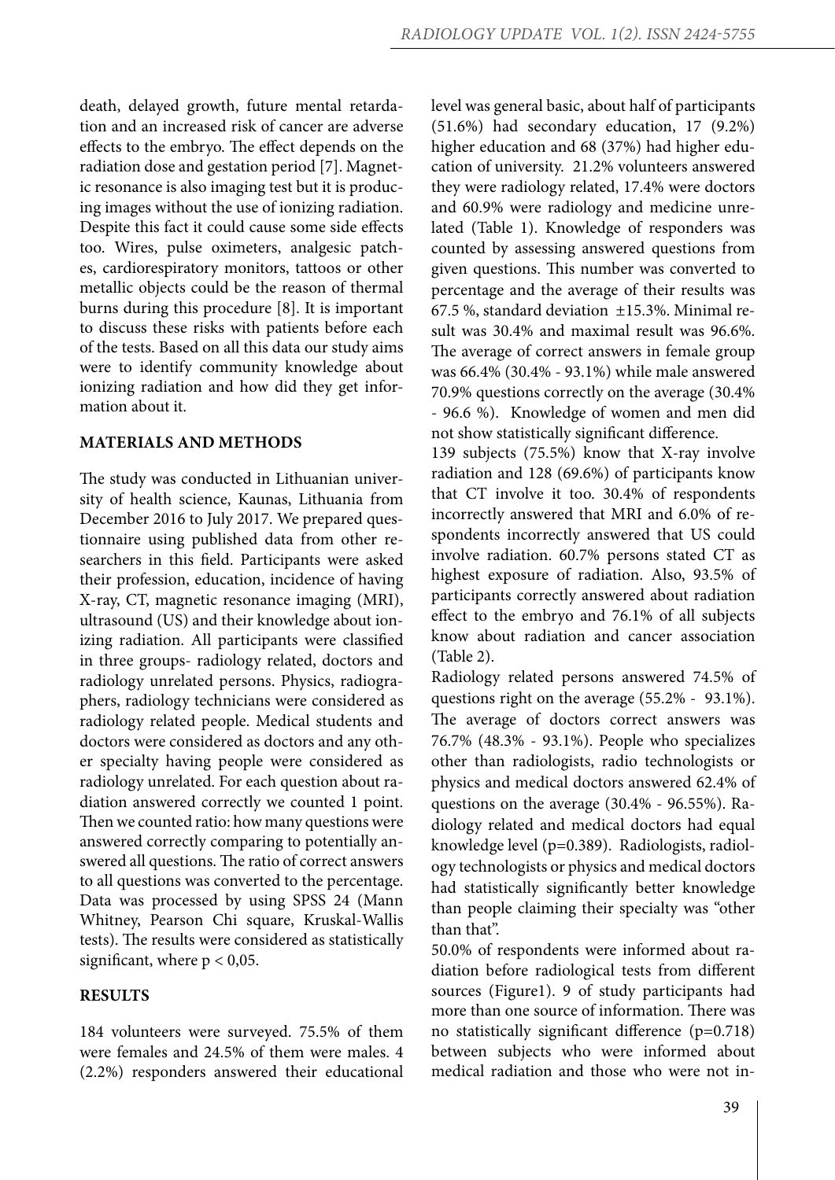death, delayed growth, future mental retardation and an increased risk of cancer are adverse effects to the embryo. The effect depends on the radiation dose and gestation period [7]. Magnetic resonance is also imaging test but it is producing images without the use of ionizing radiation. Despite this fact it could cause some side effects too. Wires, pulse oximeters, analgesic patches, cardiorespiratory monitors, tattoos or other metallic objects could be the reason of thermal burns during this procedure [8]. It is important to discuss these risks with patients before each of the tests. Based on all this data our study aims were to identify community knowledge about ionizing radiation and how did they get information about it.

## MATERIALS AND METHODS

The study was conducted in Lithuanian university of health science, Kaunas, Lithuania from December 2016 to July 2017. We prepared questionnaire using published data from other researchers in this field. Participants were asked their profession, education, incidence of having X-ray, CT, magnetic resonance imaging (MRI), ultrasound (US) and their knowledge about ionizing radiation. All participants were classified in three groups- radiology related, doctors and radiology unrelated persons. Physics, radiographers, radiology technicians were considered as radiology related people. Medical students and doctors were considered as doctors and any other specialty having people were considered as radiology unrelated. For each question about radiation answered correctly we counted 1 point. Then we counted ratio: how many questions were answered correctly comparing to potentially answered all questions. The ratio of correct answers to all questions was converted to the percentage. Data was processed by using SPSS 24 (Mann Whitney, Pearson Chi square, Kruskal-Wallis tests). The results were considered as statistically significant, where $p < 0{,}05$.

## RESULTS

184 volunteers were surveyed. 75.5% of them were females and 24.5% of them were males. 4 (2.2%) responders answered their educational level was general basic, about half of participants (51.6%) had secondary education, 17 (9.2%) higher education and 68 (37%) had higher education of university. 21.2% volunteers answered they were radiology related, 17.4% were doctors and 60.9% were radiology and medicine unrelated (Table 1). Knowledge of responders was counted by assessing answered questions from given questions. This number was converted to percentage and the average of their results was 67.5 %, standard deviation ±15.3%. Minimal result was 30.4% and maximal result was 96.6%. The average of correct answers in female group was 66.4% (30.4% - 93.1%) while male answered 70.9% questions correctly on the average (30.4% - 96.6 %). Knowledge of women and men did not show statistically significant difference.

139 subjects (75.5%) know that X-ray involve radiation and 128 (69.6%) of participants know that CT involve it too. 30.4% of respondents incorrectly answered that MRI and 6.0% of respondents incorrectly answered that US could involve radiation. 60.7% persons stated CT as highest exposure of radiation. Also, 93.5% of participants correctly answered about radiation effect to the embryo and 76.1% of all subjects know about radiation and cancer association (Table 2).

Radiology related persons answered 74.5% of questions right on the average (55.2% - 93.1%). The average of doctors correct answers was 76.7% (48.3% - 93.1%). People who specializes other than radiologists, radio technologists or physics and medical doctors answered 62.4% of questions on the average (30.4% - 96.55%). Radiology related and medical doctors had equal knowledge level ($p=0.389$). Radiologists, radiology technologists or physics and medical doctors had statistically significantly better knowledge than people claiming their specialty was "other than that".

50.0% of respondents were informed about radiation before radiological tests from different sources (Figure1). 9 of study participants had more than one source of information. There was no statistically significant difference ($p=0.718$) between subjects who were informed about medical radiation and those who were not in-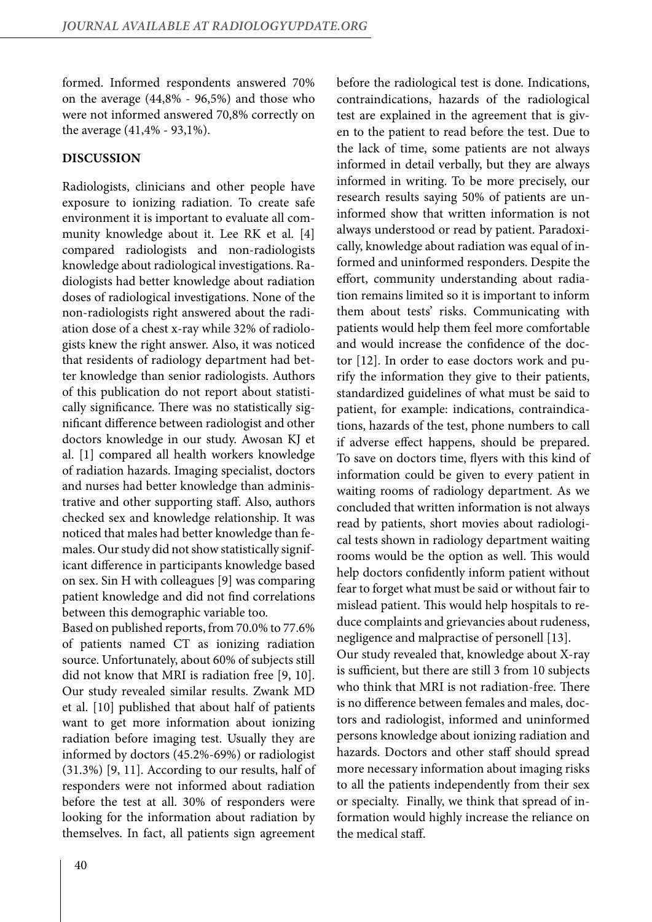formed. Informed respondents answered 70% on the average (44,8% - 96,5%) and those who were not informed answered 70,8% correctly on the average (41,4% - 93,1%).

## DISCUSSION

Radiologists, clinicians and other people have exposure to ionizing radiation. To create safe environment it is important to evaluate all community knowledge about it. Lee RK et al. [4] compared radiologists and non-radiologists knowledge about radiological investigations. Radiologists had better knowledge about radiation doses of radiological investigations. None of the non-radiologists right answered about the radiation dose of a chest x-ray while 32% of radiologists knew the right answer. Also, it was noticed that residents of radiology department had better knowledge than senior radiologists. Authors of this publication do not report about statistically significance. There was no statistically significant difference between radiologist and other doctors knowledge in our study. Awosan KJ et al. [1] compared all health workers knowledge of radiation hazards. Imaging specialist, doctors and nurses had better knowledge than administrative and other supporting staff. Also, authors checked sex and knowledge relationship. It was noticed that males had better knowledge than females. Our study did not show statistically significant difference in participants knowledge based on sex. Sin H with colleagues [9] was comparing patient knowledge and did not find correlations between this demographic variable too.

Based on published reports, from 70.0% to 77.6% of patients named CT as ionizing radiation source. Unfortunately, about 60% of subjects still did not know that MRI is radiation free [9, 10]. Our study revealed similar results. Zwank MD et al. [10] published that about half of patients want to get more information about ionizing radiation before imaging test. Usually they are informed by doctors (45.2%-69%) or radiologist (31.3%) [9, 11]. According to our results, half of responders were not informed about radiation before the test at all. 30% of responders were looking for the information about radiation by themselves. In fact, all patients sign agreement before the radiological test is done. Indications, contraindications, hazards of the radiological test are explained in the agreement that is given to the patient to read before the test. Due to the lack of time, some patients are not always informed in detail verbally, but they are always informed in writing. To be more precisely, our research results saying 50% of patients are uninformed show that written information is not always understood or read by patient. Paradoxically, knowledge about radiation was equal of informed and uninformed responders. Despite the effort, community understanding about radiation remains limited so it is important to inform them about tests' risks. Communicating with patients would help them feel more comfortable and would increase the confidence of the doctor [12]. In order to ease doctors work and purify the information they give to their patients, standardized guidelines of what must be said to patient, for example: indications, contraindications, hazards of the test, phone numbers to call if adverse effect happens, should be prepared. To save on doctors time, flyers with this kind of information could be given to every patient in waiting rooms of radiology department. As we concluded that written information is not always read by patients, short movies about radiological tests shown in radiology department waiting rooms would be the option as well. This would help doctors confidently inform patient without fear to forget what must be said or without fair to mislead patient. This would help hospitals to reduce complaints and grievancies about rudeness, negligence and malpractise of personell [13].

Our study revealed that, knowledge about X-ray is sufficient, but there are still 3 from 10 subjects who think that MRI is not radiation-free. There is no difference between females and males, doctors and radiologist, informed and uninformed persons knowledge about ionizing radiation and hazards. Doctors and other staff should spread more necessary information about imaging risks to all the patients independently from their sex or specialty. Finally, we think that spread of information would highly increase the reliance on the medical staff.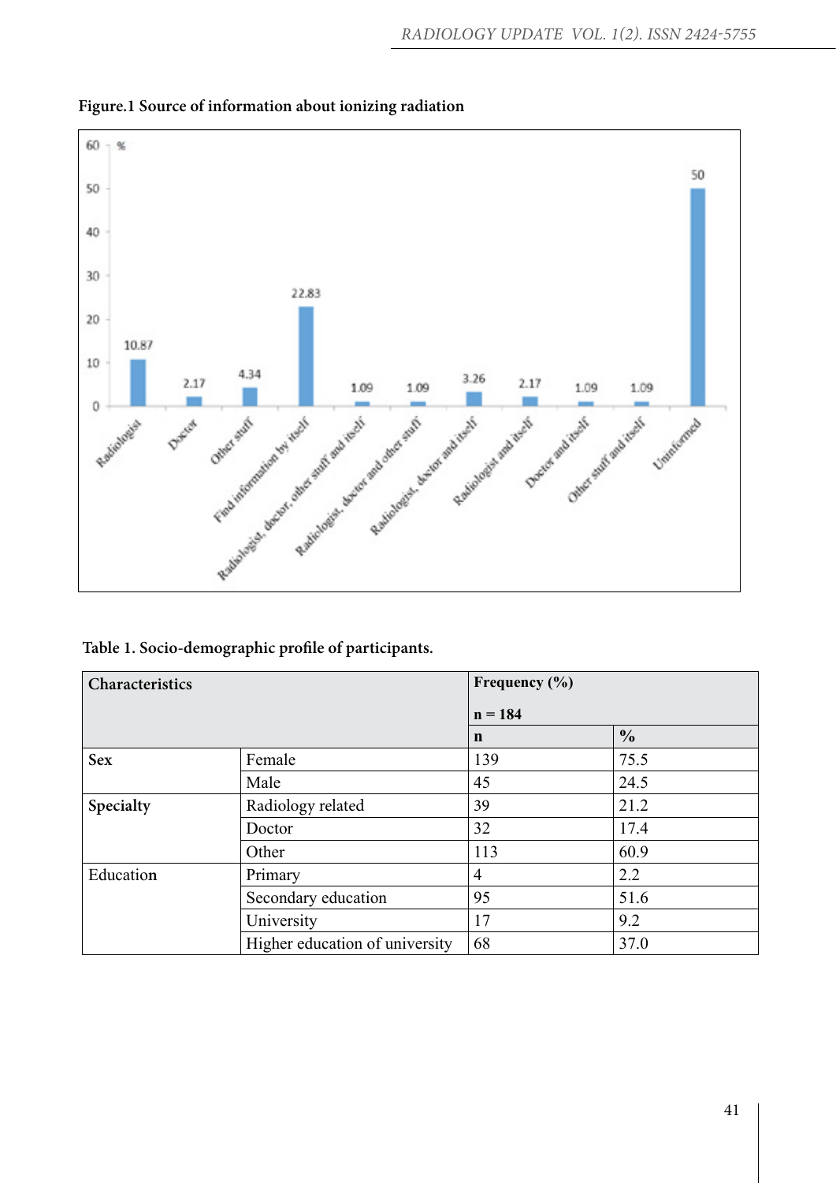**Figure.1 Source of information about ionizing radiation**

**Table 1. Socio-demographic profile of participants.**

| **Characteristics** | | **Frequency (%)** n = 184 | |
|---|---|---|---|
| | | **n** | **%** |
| **Sex** | Female | 139 | 75.5 |
| | Male | 45 | 24.5 |
| **Specialty** | Radiology related | 39 | 21.2 |
| | Doctor | 32 | 17.4 |
| | Other | 113 | 60.9 |
| Education | Primary | 4 | 2.2 |
| | Secondary education | 95 | 51.6 |
| | University | 17 | 9.2 |
| | Higher education of university | 68 | 37.0 |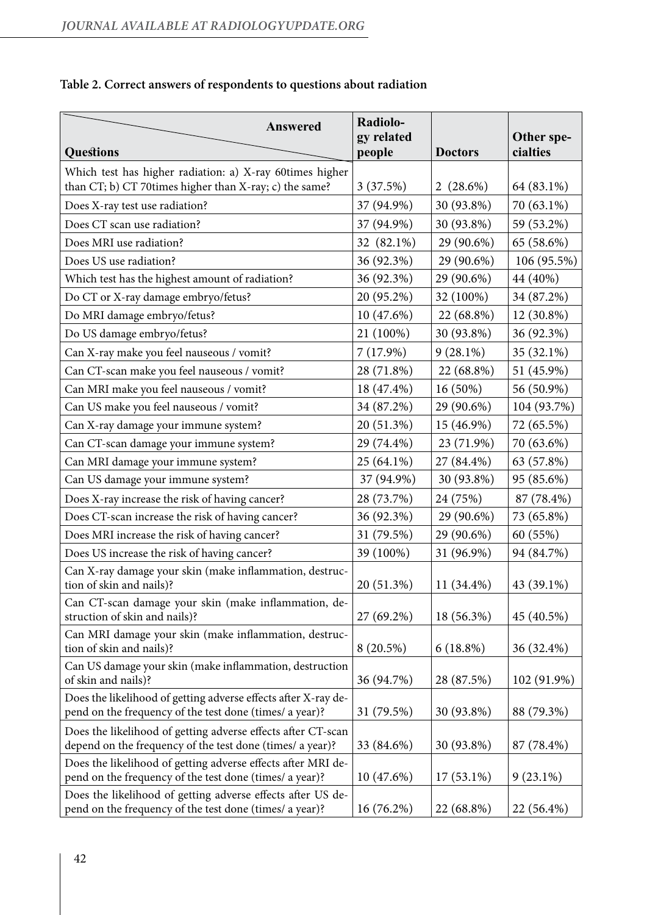**Table 2. Correct answers of respondents to questions about radiation**

| Questions / Answered | Radiology related people | Doctors | Other specialties |
|---|---|---|---|
| Which test has higher radiation: a) X-ray 60times higher than CT; b) CT 70times higher than X-ray; c) the same? | 3 (37.5%) | 2 (28.6%) | 64 (83.1%) |
| Does X-ray test use radiation? | 37 (94.9%) | 30 (93.8%) | 70 (63.1%) |
| Does CT scan use radiation? | 37 (94.9%) | 30 (93.8%) | 59 (53.2%) |
| Does MRI use radiation? | 32 (82.1%) | 29 (90.6%) | 65 (58.6%) |
| Does US use radiation? | 36 (92.3%) | 29 (90.6%) | 106 (95.5%) |
| Which test has the highest amount of radiation? | 36 (92.3%) | 29 (90.6%) | 44 (40%) |
| Do CT or X-ray damage embryo/fetus? | 20 (95.2%) | 32 (100%) | 34 (87.2%) |
| Do MRI damage embryo/fetus? | 10 (47.6%) | 22 (68.8%) | 12 (30.8%) |
| Do US damage embryo/fetus? | 21 (100%) | 30 (93.8%) | 36 (92.3%) |
| Can X-ray make you feel nauseous / vomit? | 7 (17.9%) | 9 (28.1%) | 35 (32.1%) |
| Can CT-scan make you feel nauseous / vomit? | 28 (71.8%) | 22 (68.8%) | 51 (45.9%) |
| Can MRI make you feel nauseous / vomit? | 18 (47.4%) | 16 (50%) | 56 (50.9%) |
| Can US make you feel nauseous / vomit? | 34 (87.2%) | 29 (90.6%) | 104 (93.7%) |
| Can X-ray damage your immune system? | 20 (51.3%) | 15 (46.9%) | 72 (65.5%) |
| Can CT-scan damage your immune system? | 29 (74.4%) | 23 (71.9%) | 70 (63.6%) |
| Can MRI damage your immune system? | 25 (64.1%) | 27 (84.4%) | 63 (57.8%) |
| Can US damage your immune system? | 37 (94.9%) | 30 (93.8%) | 95 (85.6%) |
| Does X-ray increase the risk of having cancer? | 28 (73.7%) | 24 (75%) | 87 (78.4%) |
| Does CT-scan increase the risk of having cancer? | 36 (92.3%) | 29 (90.6%) | 73 (65.8%) |
| Does MRI increase the risk of having cancer? | 31 (79.5%) | 29 (90.6%) | 60 (55%) |
| Does US increase the risk of having cancer? | 39 (100%) | 31 (96.9%) | 94 (84.7%) |
| Can X-ray damage your skin (make inflammation, destruction of skin and nails)? | 20 (51.3%) | 11 (34.4%) | 43 (39.1%) |
| Can CT-scan damage your skin (make inflammation, destruction of skin and nails)? | 27 (69.2%) | 18 (56.3%) | 45 (40.5%) |
| Can MRI damage your skin (make inflammation, destruction of skin and nails)? | 8 (20.5%) | 6 (18.8%) | 36 (32.4%) |
| Can US damage your skin (make inflammation, destruction of skin and nails)? | 36 (94.7%) | 28 (87.5%) | 102 (91.9%) |
| Does the likelihood of getting adverse effects after X-ray depend on the frequency of the test done (times/ a year)? | 31 (79.5%) | 30 (93.8%) | 88 (79.3%) |
| Does the likelihood of getting adverse effects after CT-scan depend on the frequency of the test done (times/ a year)? | 33 (84.6%) | 30 (93.8%) | 87 (78.4%) |
| Does the likelihood of getting adverse effects after MRI depend on the frequency of the test done (times/ a year)? | 10 (47.6%) | 17 (53.1%) | 9 (23.1%) |
| Does the likelihood of getting adverse effects after US depend on the frequency of the test done (times/ a year)? | 16 (76.2%) | 22 (68.8%) | 22 (56.4%) |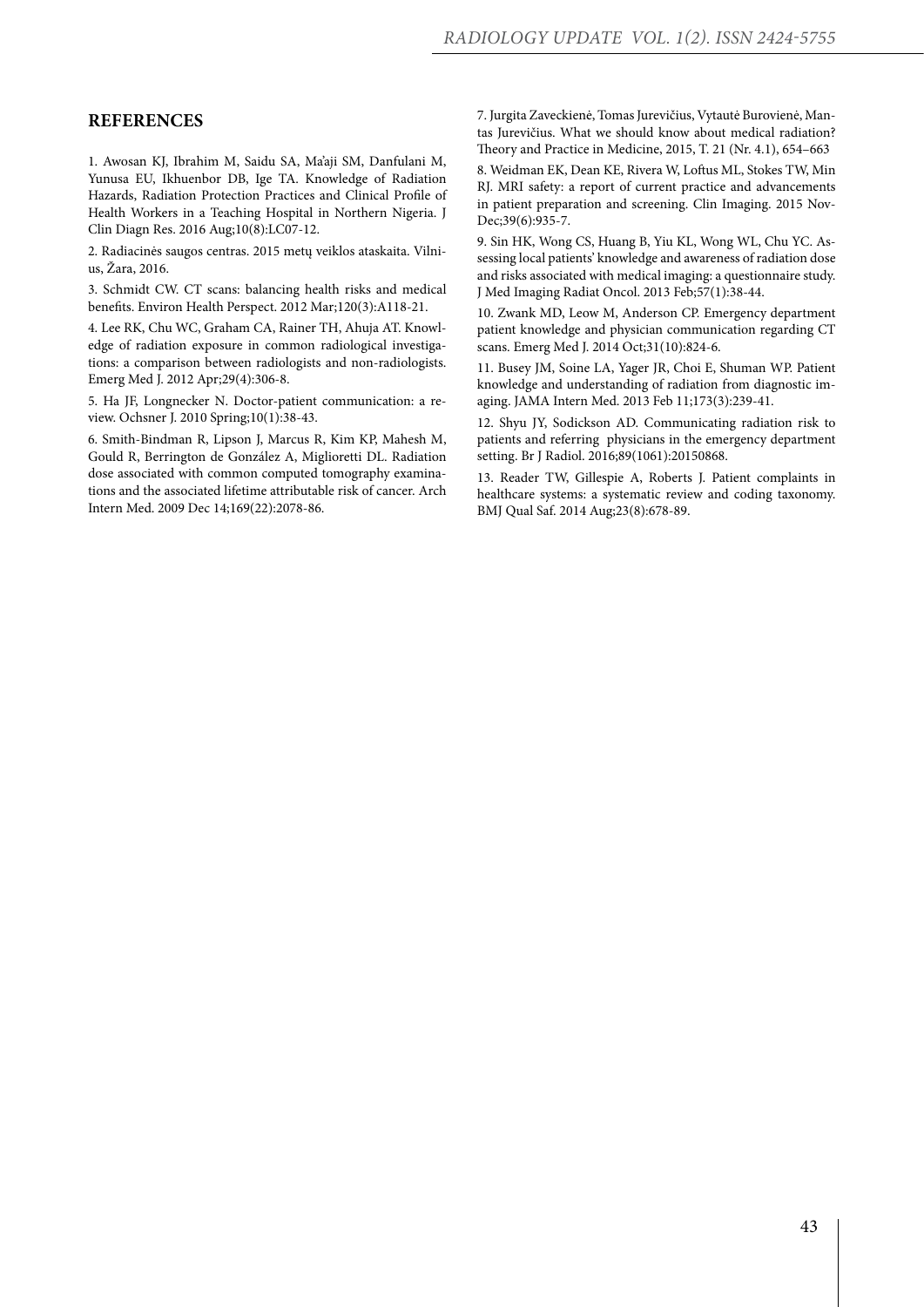## REFERENCES

1. Awosan KJ, Ibrahim M, Saidu SA, Ma'aji SM, Danfulani M, Yunusa EU, Ikhuenbor DB, Ige TA. Knowledge of Radiation Hazards, Radiation Protection Practices and Clinical Profile of Health Workers in a Teaching Hospital in Northern Nigeria. J Clin Diagn Res. 2016 Aug;10(8):LC07-12.

2. Radiacinės saugos centras. 2015 metų veiklos ataskaita. Vilnius, Žara, 2016.

3. Schmidt CW. CT scans: balancing health risks and medical benefits. Environ Health Perspect. 2012 Mar;120(3):A118-21.

4. Lee RK, Chu WC, Graham CA, Rainer TH, Ahuja AT. Knowledge of radiation exposure in common radiological investigations: a comparison between radiologists and non-radiologists. Emerg Med J. 2012 Apr;29(4):306-8.

5. Ha JF, Longnecker N. Doctor-patient communication: a review. Ochsner J. 2010 Spring;10(1):38-43.

6. Smith-Bindman R, Lipson J, Marcus R, Kim KP, Mahesh M, Gould R, Berrington de González A, Miglioretti DL. Radiation dose associated with common computed tomography examinations and the associated lifetime attributable risk of cancer. Arch Intern Med. 2009 Dec 14;169(22):2078-86.

7. Jurgita Zaveckienė, Tomas Jurevičius, Vytautė Burovienė, Mantas Jurevičius. What we should know about medical radiation? Theory and Practice in Medicine, 2015, T. 21 (Nr. 4.1), 654–663

8. Weidman EK, Dean KE, Rivera W, Loftus ML, Stokes TW, Min RJ. MRI safety: a report of current practice and advancements in patient preparation and screening. Clin Imaging. 2015 Nov-Dec;39(6):935-7.

9. Sin HK, Wong CS, Huang B, Yiu KL, Wong WL, Chu YC. Assessing local patients' knowledge and awareness of radiation dose and risks associated with medical imaging: a questionnaire study. J Med Imaging Radiat Oncol. 2013 Feb;57(1):38-44.

10. Zwank MD, Leow M, Anderson CP. Emergency department patient knowledge and physician communication regarding CT scans. Emerg Med J. 2014 Oct;31(10):824-6.

11. Busey JM, Soine LA, Yager JR, Choi E, Shuman WP. Patient knowledge and understanding of radiation from diagnostic imaging. JAMA Intern Med. 2013 Feb 11;173(3):239-41.

12. Shyu JY, Sodickson AD. Communicating radiation risk to patients and referring physicians in the emergency department setting. Br J Radiol. 2016;89(1061):20150868.

13. Reader TW, Gillespie A, Roberts J. Patient complaints in healthcare systems: a systematic review and coding taxonomy. BMJ Qual Saf. 2014 Aug;23(8):678-89.